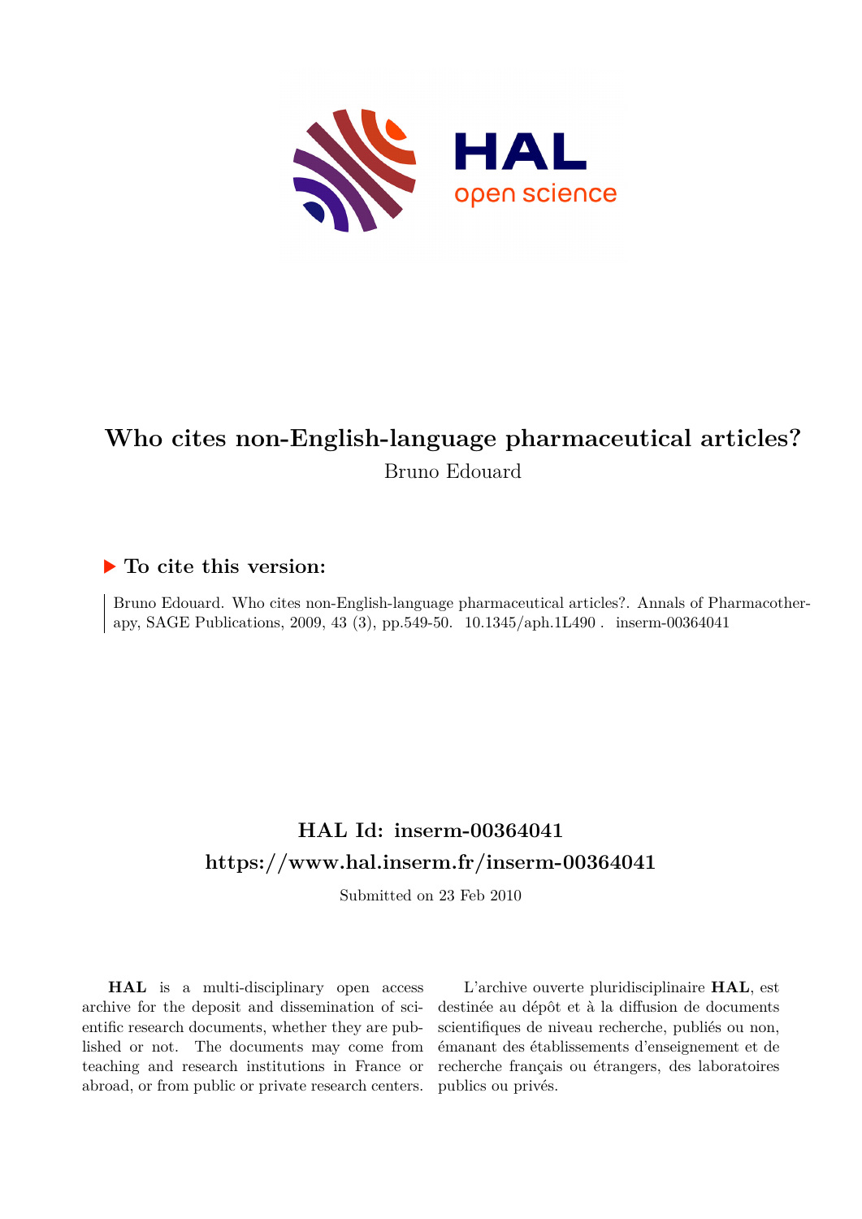# Who cites non-English-language pharmaceutical articles?

Bruno Edouard

## ▶ To cite this version:

Bruno Edouard. Who cites non-English-language pharmaceutical articles?. Annals of Pharmacotherapy, SAGE Publications, 2009, 43 (3), pp.549-50. 10.1345/aph.1L490 . inserm-00364041

## HAL Id: inserm-00364041
## https://www.hal.inserm.fr/inserm-00364041

Submitted on 23 Feb 2010

**HAL** is a multi-disciplinary open access archive for the deposit and dissemination of scientific research documents, whether they are published or not. The documents may come from teaching and research institutions in France or abroad, or from public or private research centers.

L'archive ouverte pluridisciplinaire **HAL**, est destinée au dépôt et à la diffusion de documents scientifiques de niveau recherche, publiés ou non, émanant des établissements d'enseignement et de recherche français ou étrangers, des laboratoires publics ou privés.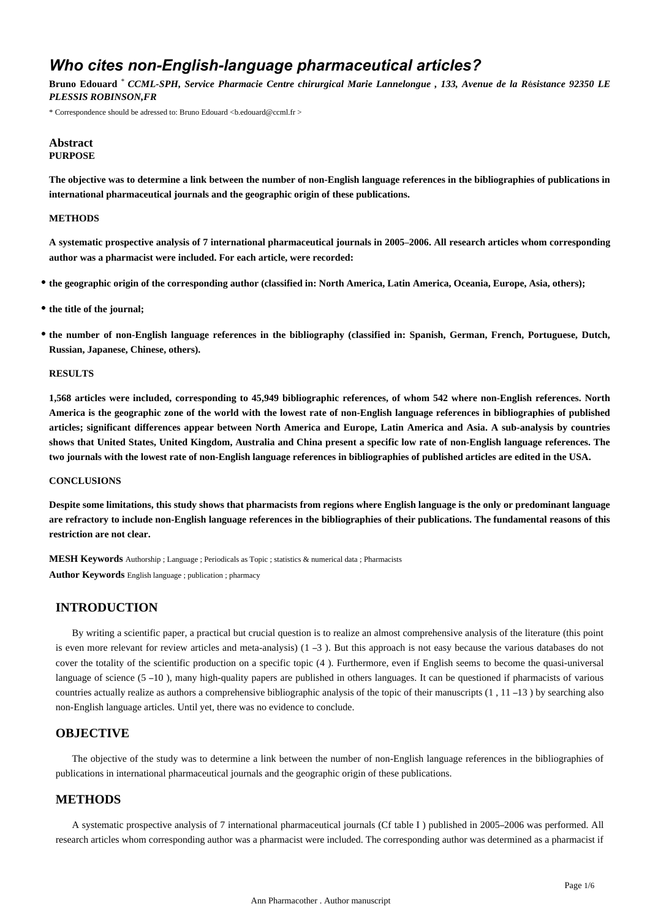# Who cites non-English-language pharmaceutical articles?

**Bruno Edouard** * *CCML-SPH, Service Pharmacie Centre chirurgical Marie Lannelongue , 133, Avenue de la Résistance 92350 LE PLESSIS ROBINSON,FR*

\* Correspondence should be adressed to: Bruno Edouard <b.edouard@ccml.fr >

## Abstract

**PURPOSE**

**The objective was to determine a link between the number of non-English language references in the bibliographies of publications in international pharmaceutical journals and the geographic origin of these publications.**

**METHODS**

**A systematic prospective analysis of 7 international pharmaceutical journals in 2005–2006. All research articles whom corresponding author was a pharmacist were included. For each article, were recorded:**

- **the geographic origin of the corresponding author (classified in: North America, Latin America, Oceania, Europe, Asia, others);**
- **the title of the journal;**
- **the number of non-English language references in the bibliography (classified in: Spanish, German, French, Portuguese, Dutch, Russian, Japanese, Chinese, others).**

**RESULTS**

**1,568 articles were included, corresponding to 45,949 bibliographic references, of whom 542 where non-English references. North America is the geographic zone of the world with the lowest rate of non-English language references in bibliographies of published articles; significant differences appear between North America and Europe, Latin America and Asia. A sub-analysis by countries shows that United States, United Kingdom, Australia and China present a specific low rate of non-English language references. The two journals with the lowest rate of non-English language references in bibliographies of published articles are edited in the USA.**

**CONCLUSIONS**

**Despite some limitations, this study shows that pharmacists from regions where English language is the only or predominant language are refractory to include non-English language references in the bibliographies of their publications. The fundamental reasons of this restriction are not clear.**

**MESH Keywords** Authorship ; Language ; Periodicals as Topic ; statistics & numerical data ; Pharmacists

**Author Keywords** English language ; publication ; pharmacy

## INTRODUCTION

By writing a scientific paper, a practical but crucial question is to realize an almost comprehensive analysis of the literature (this point is even more relevant for review articles and meta-analysis) (1 –3 ). But this approach is not easy because the various databases do not cover the totality of the scientific production on a specific topic (4 ). Furthermore, even if English seems to become the quasi-universal language of science (5 –10 ), many high-quality papers are published in others languages. It can be questioned if pharmacists of various countries actually realize as authors a comprehensive bibliographic analysis of the topic of their manuscripts (1 , 11 –13 ) by searching also non-English language articles. Until yet, there was no evidence to conclude.

## OBJECTIVE

The objective of the study was to determine a link between the number of non-English language references in the bibliographies of publications in international pharmaceutical journals and the geographic origin of these publications.

## METHODS

A systematic prospective analysis of 7 international pharmaceutical journals (Cf table I ) published in 2005–2006 was performed. All research articles whom corresponding author was a pharmacist were included. The corresponding author was determined as a pharmacist if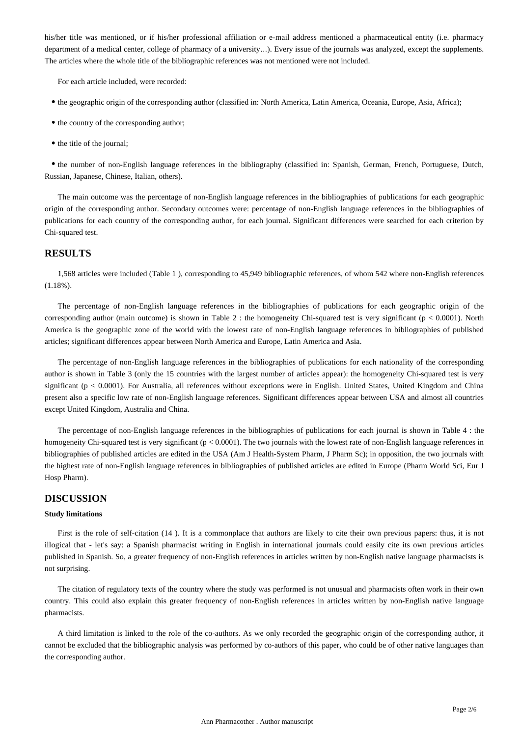his/her title was mentioned, or if his/her professional affiliation or e-mail address mentioned a pharmaceutical entity (i.e. pharmacy department of a medical center, college of pharmacy of a university…). Every issue of the journals was analyzed, except the supplements. The articles where the whole title of the bibliographic references was not mentioned were not included.

For each article included, were recorded:

- the geographic origin of the corresponding author (classified in: North America, Latin America, Oceania, Europe, Asia, Africa);
- the country of the corresponding author;
- the title of the journal;
- the number of non-English language references in the bibliography (classified in: Spanish, German, French, Portuguese, Dutch, Russian, Japanese, Chinese, Italian, others).

The main outcome was the percentage of non-English language references in the bibliographies of publications for each geographic origin of the corresponding author. Secondary outcomes were: percentage of non-English language references in the bibliographies of publications for each country of the corresponding author, for each journal. Significant differences were searched for each criterion by Chi-squared test.

## RESULTS

1,568 articles were included (Table 1 ), corresponding to 45,949 bibliographic references, of whom 542 where non-English references (1.18%).

The percentage of non-English language references in the bibliographies of publications for each geographic origin of the corresponding author (main outcome) is shown in Table 2 : the homogeneity Chi-squared test is very significant ($p < 0.0001$). North America is the geographic zone of the world with the lowest rate of non-English language references in bibliographies of published articles; significant differences appear between North America and Europe, Latin America and Asia.

The percentage of non-English language references in the bibliographies of publications for each nationality of the corresponding author is shown in Table 3 (only the 15 countries with the largest number of articles appear): the homogeneity Chi-squared test is very significant ($p < 0.0001$). For Australia, all references without exceptions were in English. United States, United Kingdom and China present also a specific low rate of non-English language references. Significant differences appear between USA and almost all countries except United Kingdom, Australia and China.

The percentage of non-English language references in the bibliographies of publications for each journal is shown in Table 4 : the homogeneity Chi-squared test is very significant ($p < 0.0001$). The two journals with the lowest rate of non-English language references in bibliographies of published articles are edited in the USA (Am J Health-System Pharm, J Pharm Sc); in opposition, the two journals with the highest rate of non-English language references in bibliographies of published articles are edited in Europe (Pharm World Sci, Eur J Hosp Pharm).

## DISCUSSION

### Study limitations

First is the role of self-citation (14 ). It is a commonplace that authors are likely to cite their own previous papers: thus, it is not illogical that - let's say: a Spanish pharmacist writing in English in international journals could easily cite its own previous articles published in Spanish. So, a greater frequency of non-English references in articles written by non-English native language pharmacists is not surprising.

The citation of regulatory texts of the country where the study was performed is not unusual and pharmacists often work in their own country. This could also explain this greater frequency of non-English references in articles written by non-English native language pharmacists.

A third limitation is linked to the role of the co-authors. As we only recorded the geographic origin of the corresponding author, it cannot be excluded that the bibliographic analysis was performed by co-authors of this paper, who could be of other native languages than the corresponding author.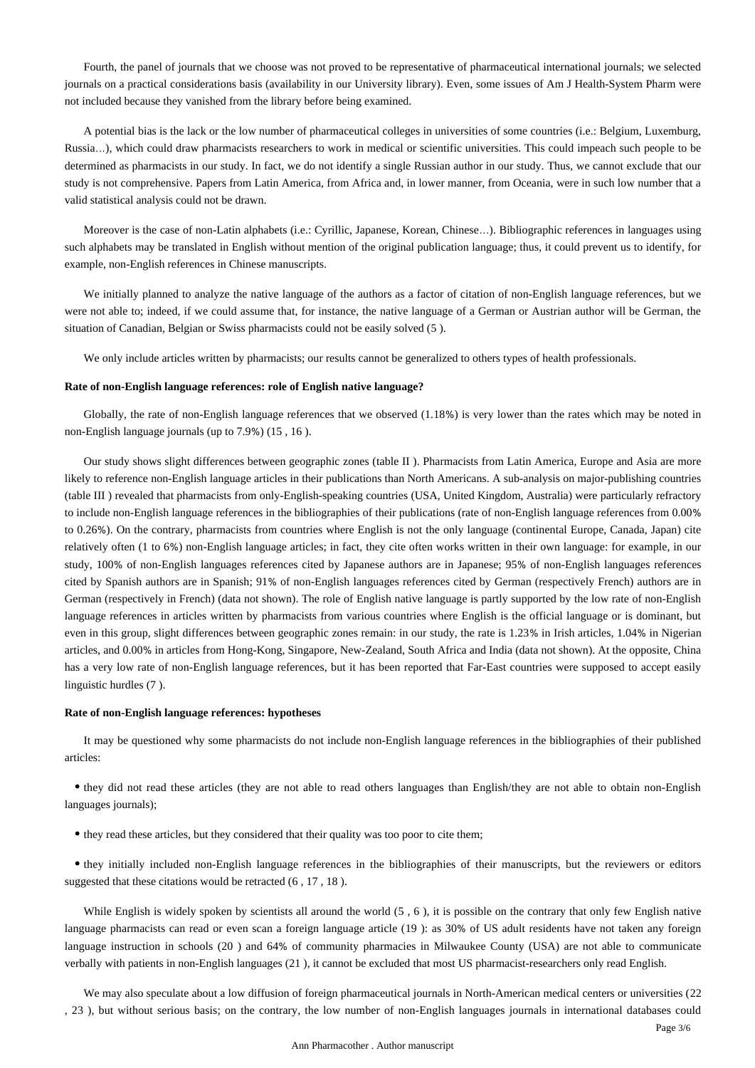Fourth, the panel of journals that we choose was not proved to be representative of pharmaceutical international journals; we selected journals on a practical considerations basis (availability in our University library). Even, some issues of Am J Health-System Pharm were not included because they vanished from the library before being examined.

A potential bias is the lack or the low number of pharmaceutical colleges in universities of some countries (i.e.: Belgium, Luxemburg, Russia…), which could draw pharmacists researchers to work in medical or scientific universities. This could impeach such people to be determined as pharmacists in our study. In fact, we do not identify a single Russian author in our study. Thus, we cannot exclude that our study is not comprehensive. Papers from Latin America, from Africa and, in lower manner, from Oceania, were in such low number that a valid statistical analysis could not be drawn.

Moreover is the case of non-Latin alphabets (i.e.: Cyrillic, Japanese, Korean, Chinese…). Bibliographic references in languages using such alphabets may be translated in English without mention of the original publication language; thus, it could prevent us to identify, for example, non-English references in Chinese manuscripts.

We initially planned to analyze the native language of the authors as a factor of citation of non-English language references, but we were not able to; indeed, if we could assume that, for instance, the native language of a German or Austrian author will be German, the situation of Canadian, Belgian or Swiss pharmacists could not be easily solved (5 ).

We only include articles written by pharmacists; our results cannot be generalized to others types of health professionals.

### Rate of non-English language references: role of English native language?

Globally, the rate of non-English language references that we observed (1.18%) is very lower than the rates which may be noted in non-English language journals (up to 7.9%) (15 , 16 ).

Our study shows slight differences between geographic zones (table II ). Pharmacists from Latin America, Europe and Asia are more likely to reference non-English language articles in their publications than North Americans. A sub-analysis on major-publishing countries (table III ) revealed that pharmacists from only-English-speaking countries (USA, United Kingdom, Australia) were particularly refractory to include non-English language references in the bibliographies of their publications (rate of non-English language references from 0.00% to 0.26%). On the contrary, pharmacists from countries where English is not the only language (continental Europe, Canada, Japan) cite relatively often (1 to 6%) non-English language articles; in fact, they cite often works written in their own language: for example, in our study, 100% of non-English languages references cited by Japanese authors are in Japanese; 95% of non-English languages references cited by Spanish authors are in Spanish; 91% of non-English languages references cited by German (respectively French) authors are in German (respectively in French) (data not shown). The role of English native language is partly supported by the low rate of non-English language references in articles written by pharmacists from various countries where English is the official language or is dominant, but even in this group, slight differences between geographic zones remain: in our study, the rate is 1.23% in Irish articles, 1.04% in Nigerian articles, and 0.00% in articles from Hong-Kong, Singapore, New-Zealand, South Africa and India (data not shown). At the opposite, China has a very low rate of non-English language references, but it has been reported that Far-East countries were supposed to accept easily linguistic hurdles (7 ).

### Rate of non-English language references: hypotheses

It may be questioned why some pharmacists do not include non-English language references in the bibliographies of their published articles:

- they did not read these articles (they are not able to read others languages than English/they are not able to obtain non-English languages journals);
- they read these articles, but they considered that their quality was too poor to cite them;
- they initially included non-English language references in the bibliographies of their manuscripts, but the reviewers or editors suggested that these citations would be retracted (6 , 17 , 18 ).

While English is widely spoken by scientists all around the world (5 , 6 ), it is possible on the contrary that only few English native language pharmacists can read or even scan a foreign language article (19 ): as 30% of US adult residents have not taken any foreign language instruction in schools (20 ) and 64% of community pharmacies in Milwaukee County (USA) are not able to communicate verbally with patients in non-English languages (21 ), it cannot be excluded that most US pharmacist-researchers only read English.

We may also speculate about a low diffusion of foreign pharmaceutical journals in North-American medical centers or universities (22 , 23 ), but without serious basis; on the contrary, the low number of non-English languages journals in international databases could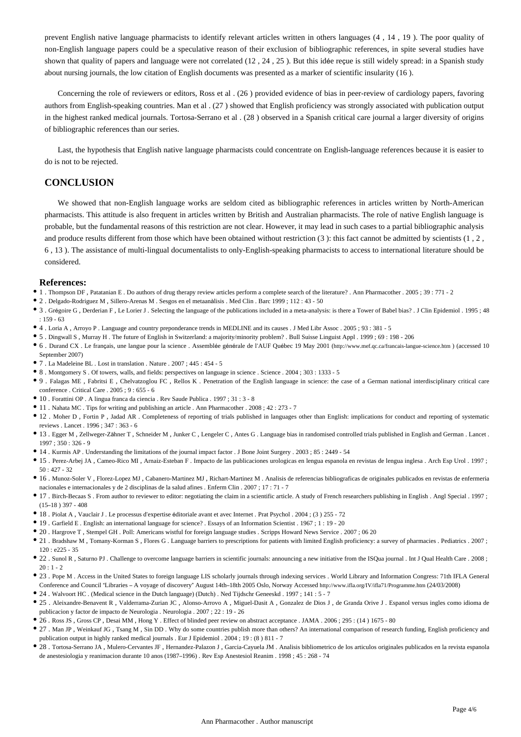prevent English native language pharmacists to identify relevant articles written in others languages (4 , 14 , 19 ). The poor quality of non-English language papers could be a speculative reason of their exclusion of bibliographic references, in spite several studies have shown that quality of papers and language were not correlated (12 , 24 , 25 ). But this idée reçue is still widely spread: in a Spanish study about nursing journals, the low citation of English documents was presented as a marker of scientific insularity (16 ).

Concerning the role of reviewers or editors, Ross et al . (26 ) provided evidence of bias in peer-review of cardiology papers, favoring authors from English-speaking countries. Man et al . (27 ) showed that English proficiency was strongly associated with publication output in the highest ranked medical journals. Tortosa-Serrano et al . (28 ) observed in a Spanish critical care journal a larger diversity of origins of bibliographic references than our series.

Last, the hypothesis that English native language pharmacists could concentrate on English-language references because it is easier to do is not to be rejected.

## CONCLUSION

We showed that non-English language works are seldom cited as bibliographic references in articles written by North-American pharmacists. This attitude is also frequent in articles written by British and Australian pharmacists. The role of native English language is probable, but the fundamental reasons of this restriction are not clear. However, it may lead in such cases to a partial bibliographic analysis and produce results different from those which have been obtained without restriction (3 ): this fact cannot be admitted by scientists (1 , 2 , 6 , 13 ). The assistance of multi-lingual documentalists to only-English-speaking pharmacists to access to international literature should be considered.

### References:

- 1 . Thompson DF , Patatanian E . Do authors of drug therapy review articles perform a complete search of the literature? . Ann Pharmacother . 2005 ; 39 : 771 - 2
- 2 . Delgado-Rodriguez M , Sillero-Arenas M . Sesgos en el metaanàlisis . Med Clin . Barc 1999 ; 112 : 43 - 50
- 3 . Grégoire G , Derderian F , Le Lorier J . Selecting the language of the publications included in a meta-analysis: is there a Tower of Babel bias? . J Clin Epidemiol . 1995 ; 48 : 159 - 63
- 4 . Loria A , Arroyo P . Language and country preponderance trends in MEDLINE and its causes . J Med Libr Assoc . 2005 ; 93 : 381 - 5
- 5 . Dingwall S , Murray H . The future of English in Switzerland: a majority/minority problem? . Bull Suisse Linguist Appl . 1999 ; 69 : 198 - 206
- 6 . Durand CX . Le français, une langue pour la science . Assemblée générale de l'AUF Québec 19 May 2001 (http://www.mef.qc.ca/francais-langue-science.htm ) (accessed 10 September 2007)
- 7 . La Madeleine BL . Lost in translation . Nature . 2007 ; 445 : 454 - 5
- 8 . Montgomery S . Of towers, walls, and fields: perspectives on language in science . Science . 2004 ; 303 : 1333 - 5
- 9 . Falagas ME , Fabritsi E , Chelvatzoglou FC , Rellos K . Penetration of the English language in science: the case of a German national interdisciplinary critical care conference . Critical Care . 2005 ; 9 : 655 - 6
- 10 . Forattini OP . A lingua franca da ciencia . Rev Saude Publica . 1997 ; 31 : 3 - 8
- 11 . Nahata MC . Tips for writing and publishing an article . Ann Pharmacother . 2008 ; 42 : 273 - 7
- 12 . Moher D , Fortin P , Jadad AR . Completeness of reporting of trials published in languages other than English: implications for conduct and reporting of systematic reviews . Lancet . 1996 ; 347 : 363 - 6
- 13 . Egger M , Zellweger-Zähner T , Schneider M , Junker C , Lengeler C , Antes G . Language bias in randomised controlled trials published in English and German . Lancet . 1997 ; 350 : 326 - 9
- 14 . Kurmis AP . Understanding the limitations of the journal impact factor . J Bone Joint Surgery . 2003 ; 85 : 2449 - 54
- 15 . Perez-Arbej JA , Cameo-Rico MI , Arnaiz-Esteban F . Impacto de las publicaciones urologicas en lengua espanola en revistas de lengua inglesa . Arch Esp Urol . 1997 ; 50 : 427 - 32
- 16 . Munoz-Soler V , Florez-Lopez MJ , Cabanero-Martinez MJ , Richart-Martinez M . Analisis de referencias bibliograficas de originales publicados en revistas de enfermeria nacionales e internacionales y de 2 disciplinas de la salud afines . Enferm Clin . 2007 ; 17 : 71 - 7
- 17 . Birch-Becaas S . From author to reviewer to editor: negotiating the claim in a scientific article. A study of French researchers publishing in English . Angl Special . 1997 ; (15–18 ) 397 - 408
- 18 . Piolat A , Vauclair J . Le processus d'expertise éditoriale avant et avec Internet . Prat Psychol . 2004 ; (3 ) 255 - 72
- 19 . Garfield E . English: an international language for science? . Essays of an Information Scientist . 1967 ; 1 : 19 - 20
- 20 . Hargrove T , Stempel GH . Poll: Americans wistful for foreign language studies . Scripps Howard News Service . 2007 ; 06 20
- 21 . Bradshaw M , Tomany-Korman S , Flores G . Language barriers to prescriptions for patients with limited English proficiency: a survey of pharmacies . Pediatrics . 2007 ; 120 : e225 - 35
- 22 . Sunol R , Saturno PJ . Challenge to overcome language barriers in scientific journals: announcing a new initiative from the ISQua journal . Int J Qual Health Care . 2008 ; 20 : 1 - 2
- 23 . Pope M . Access in the United States to foreign language LIS scholarly journals through indexing services . World Library and Information Congress: 71th IFLA General Conference and Council "Libraries – A voyage of discovery" August 14th–18th 2005 Oslo, Norway Accessed http://www.ifla.org/IV/ifla71/Programme.htm (24/03/2008)
- 24 . Walvoort HC . (Medical science in the Dutch language) (Dutch) . Ned Tijdschr Geneeskd . 1997 ; 141 : 5 - 7
- 25 . Aleixandre-Benavent R , Valderrama-Zurian JC , Alonso-Arrovo A , Miguel-Dasit A , Gonzalez de Dios J , de Granda Orive J . Espanol versus ingles como idioma de publicacion y factor de impacto de Neurologia . Neurologia . 2007 ; 22 : 19 - 26
- 26 . Ross JS , Gross CP , Desai MM , Hong Y . Effect of blinded peer review on abstract acceptance . JAMA . 2006 ; 295 : (14 ) 1675 - 80
- 27 . Man JP , Weinkauf JG , Tsang M , Sin DD . Why do some countries publish more than others? An international comparison of research funding, English proficiency and publication output in highly ranked medical journals . Eur J Epidemiol . 2004 ; 19 : (8 ) 811 - 7
- 28 . Tortosa-Serrano JA , Mulero-Cervantes JF , Hernandez-Palazon J , Garcia-Cayuela JM . Analisis bibliometrico de los articulos originales publicados en la revista espanola de anestesiologia y reanimacion durante 10 anos (1987–1996) . Rev Esp Anestesiol Reanim . 1998 ; 45 : 268 - 74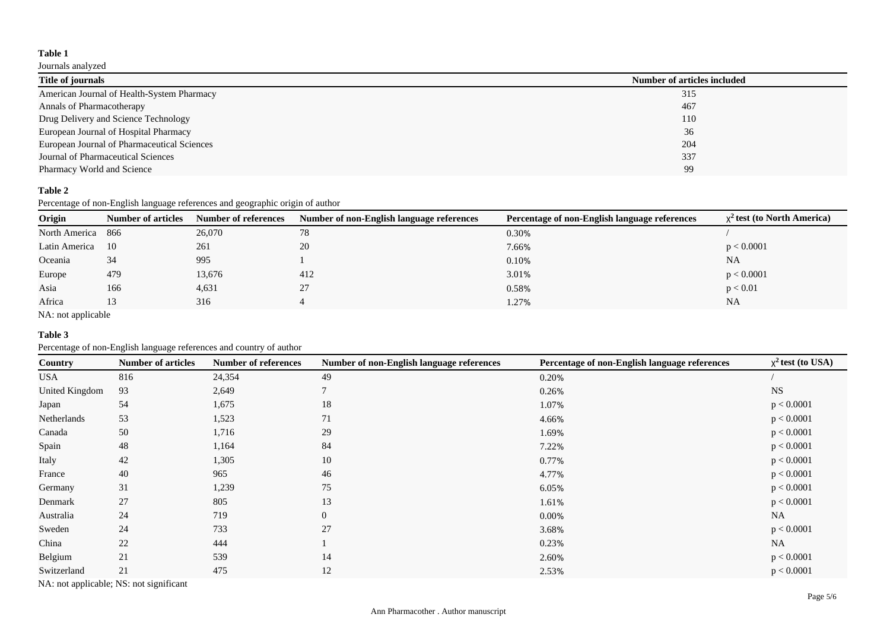**Table 1**

Journals analyzed

| Title of journals | Number of articles included |
|---|---|
| American Journal of Health-System Pharmacy | 315 |
| Annals of Pharmacotherapy | 467 |
| Drug Delivery and Science Technology | 110 |
| European Journal of Hospital Pharmacy | 36 |
| European Journal of Pharmaceutical Sciences | 204 |
| Journal of Pharmaceutical Sciences | 337 |
| Pharmacy World and Science | 99 |

**Table 2**

Percentage of non-English language references and geographic origin of author

| Origin | Number of articles | Number of references | Number of non-English language references | Percentage of non-English language references | $\chi^2$ test (to North America) |
|---|---|---|---|---|---|
| North America | 866 | 26,070 | 78 | 0.30% | / |
| Latin America | 10 | 261 | 20 | 7.66% | $p < 0.0001$ |
| Oceania | 34 | 995 | 1 | 0.10% | NA |
| Europe | 479 | 13,676 | 412 | 3.01% | $p < 0.0001$ |
| Asia | 166 | 4,631 | 27 | 0.58% | $p < 0.01$ |
| Africa | 13 | 316 | 4 | 1.27% | NA |

NA: not applicable

**Table 3**

Percentage of non-English language references and country of author

| Country | Number of articles | Number of references | Number of non-English language references | Percentage of non-English language references | $\chi^2$ test (to USA) |
|---|---|---|---|---|---|
| USA | 816 | 24,354 | 49 | 0.20% | / |
| United Kingdom | 93 | 2,649 | 7 | 0.26% | NS |
| Japan | 54 | 1,675 | 18 | 1.07% | $p < 0.0001$ |
| Netherlands | 53 | 1,523 | 71 | 4.66% | $p < 0.0001$ |
| Canada | 50 | 1,716 | 29 | 1.69% | $p < 0.0001$ |
| Spain | 48 | 1,164 | 84 | 7.22% | $p < 0.0001$ |
| Italy | 42 | 1,305 | 10 | 0.77% | $p < 0.0001$ |
| France | 40 | 965 | 46 | 4.77% | $p < 0.0001$ |
| Germany | 31 | 1,239 | 75 | 6.05% | $p < 0.0001$ |
| Denmark | 27 | 805 | 13 | 1.61% | $p < 0.0001$ |
| Australia | 24 | 719 | 0 | 0.00% | NA |
| Sweden | 24 | 733 | 27 | 3.68% | $p < 0.0001$ |
| China | 22 | 444 | 1 | 0.23% | NA |
| Belgium | 21 | 539 | 14 | 2.60% | $p < 0.0001$ |
| Switzerland | 21 | 475 | 12 | 2.53% | $p < 0.0001$ |

NA: not applicable; NS: not significant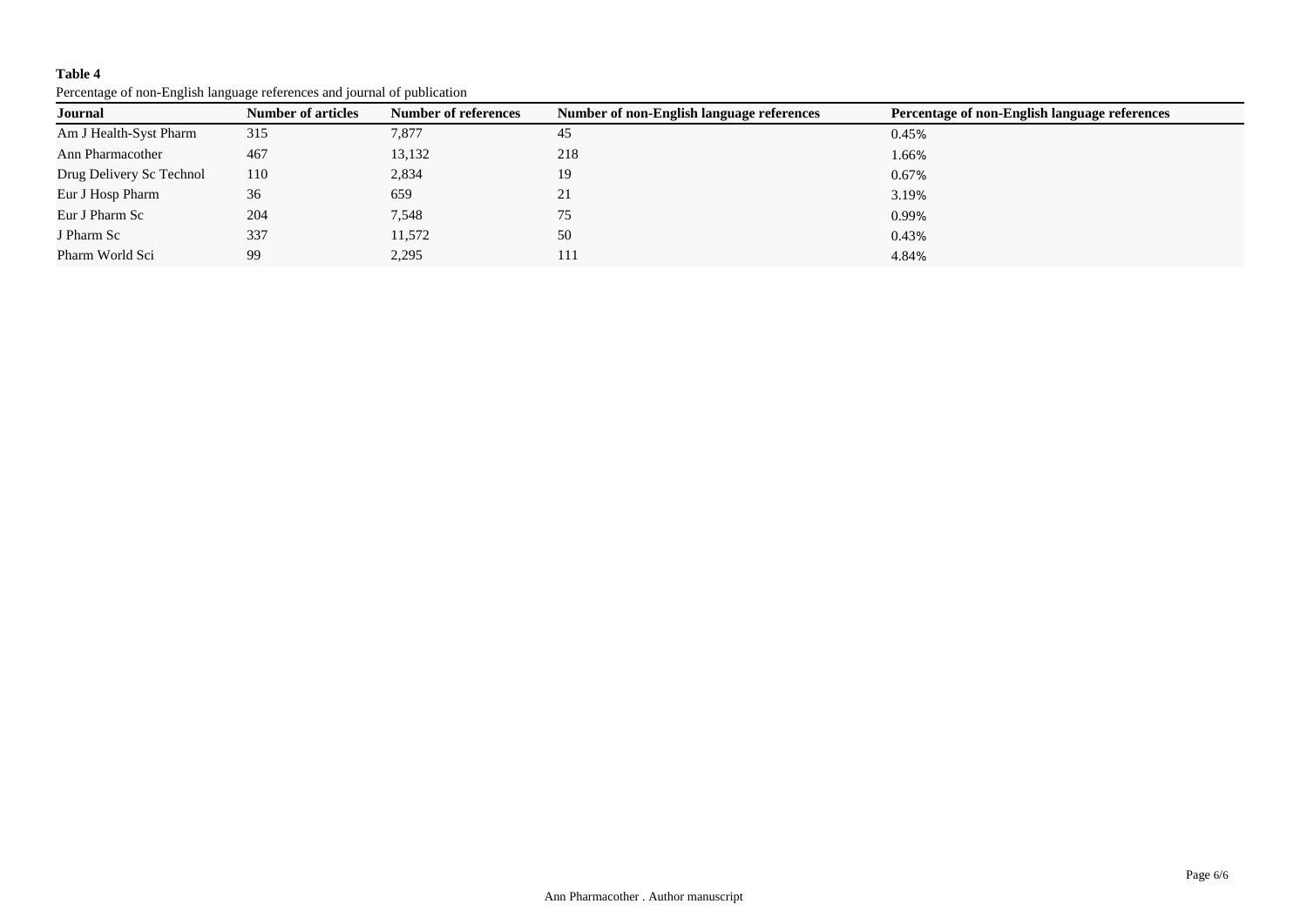**Table 4**

Percentage of non-English language references and journal of publication

| Journal | Number of articles | Number of references | Number of non-English language references | Percentage of non-English language references |
|---|---|---|---|---|
| Am J Health-Syst Pharm | 315 | 7,877 | 45 | 0.45% |
| Ann Pharmacother | 467 | 13,132 | 218 | 1.66% |
| Drug Delivery Sc Technol | 110 | 2,834 | 19 | 0.67% |
| Eur J Hosp Pharm | 36 | 659 | 21 | 3.19% |
| Eur J Pharm Sc | 204 | 7,548 | 75 | 0.99% |
| J Pharm Sc | 337 | 11,572 | 50 | 0.43% |
| Pharm World Sci | 99 | 2,295 | 111 | 4.84% |